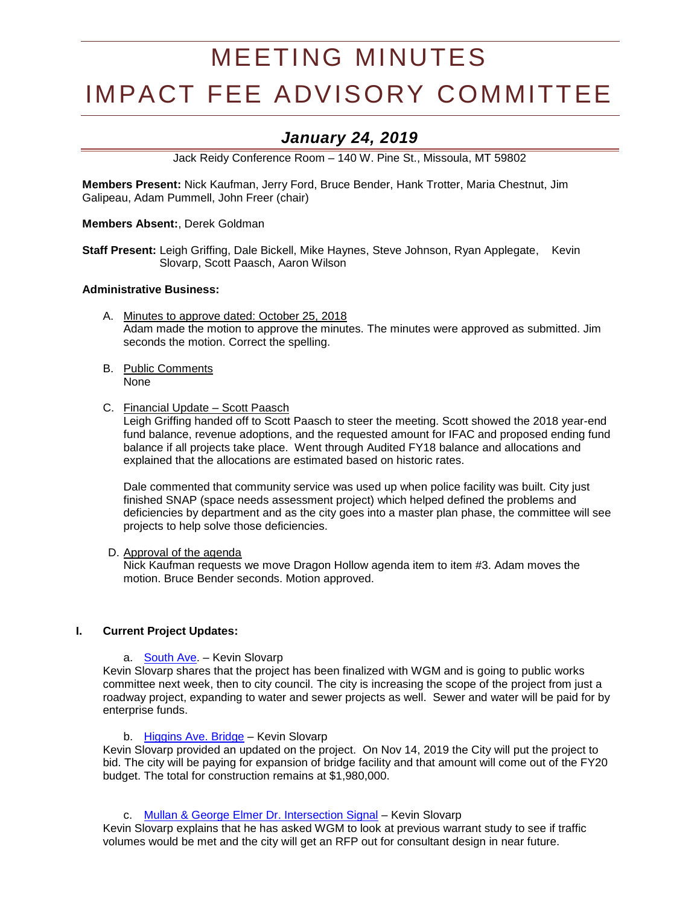# MEETING MINUTES
# IMPACT FEE ADVISORY COMMITTEE

## *January 24, 2019*

Jack Reidy Conference Room – 140 W. Pine St., Missoula, MT 59802

**Members Present:** Nick Kaufman, Jerry Ford, Bruce Bender, Hank Trotter, Maria Chestnut, Jim Galipeau, Adam Pummell, John Freer (chair)

**Members Absent:**, Derek Goldman

**Staff Present:** Leigh Griffing, Dale Bickell, Mike Haynes, Steve Johnson, Ryan Applegate, Kevin Slovarp, Scott Paasch, Aaron Wilson

**Administrative Business:**

A. Minutes to approve dated: October 25, 2018
Adam made the motion to approve the minutes. The minutes were approved as submitted. Jim seconds the motion. Correct the spelling.

B. Public Comments
None

C. Financial Update – Scott Paasch
Leigh Griffing handed off to Scott Paasch to steer the meeting. Scott showed the 2018 year-end fund balance, revenue adoptions, and the requested amount for IFAC and proposed ending fund balance if all projects take place. Went through Audited FY18 balance and allocations and explained that the allocations are estimated based on historic rates.

Dale commented that community service was used up when police facility was built. City just finished SNAP (space needs assessment project) which helped defined the problems and deficiencies by department and as the city goes into a master plan phase, the committee will see projects to help solve those deficiencies.

D. Approval of the agenda
Nick Kaufman requests we move Dragon Hollow agenda item to item #3. Adam moves the motion. Bruce Bender seconds. Motion approved.

**I. Current Project Updates:**

a. South Ave. – Kevin Slovarp

Kevin Slovarp shares that the project has been finalized with WGM and is going to public works committee next week, then to city council. The city is increasing the scope of the project from just a roadway project, expanding to water and sewer projects as well. Sewer and water will be paid for by enterprise funds.

b. Higgins Ave. Bridge – Kevin Slovarp

Kevin Slovarp provided an updated on the project. On Nov 14, 2019 the City will put the project to bid. The city will be paying for expansion of bridge facility and that amount will come out of the FY20 budget. The total for construction remains at $1,980,000.

c. Mullan & George Elmer Dr. Intersection Signal – Kevin Slovarp

Kevin Slovarp explains that he has asked WGM to look at previous warrant study to see if traffic volumes would be met and the city will get an RFP out for consultant design in near future.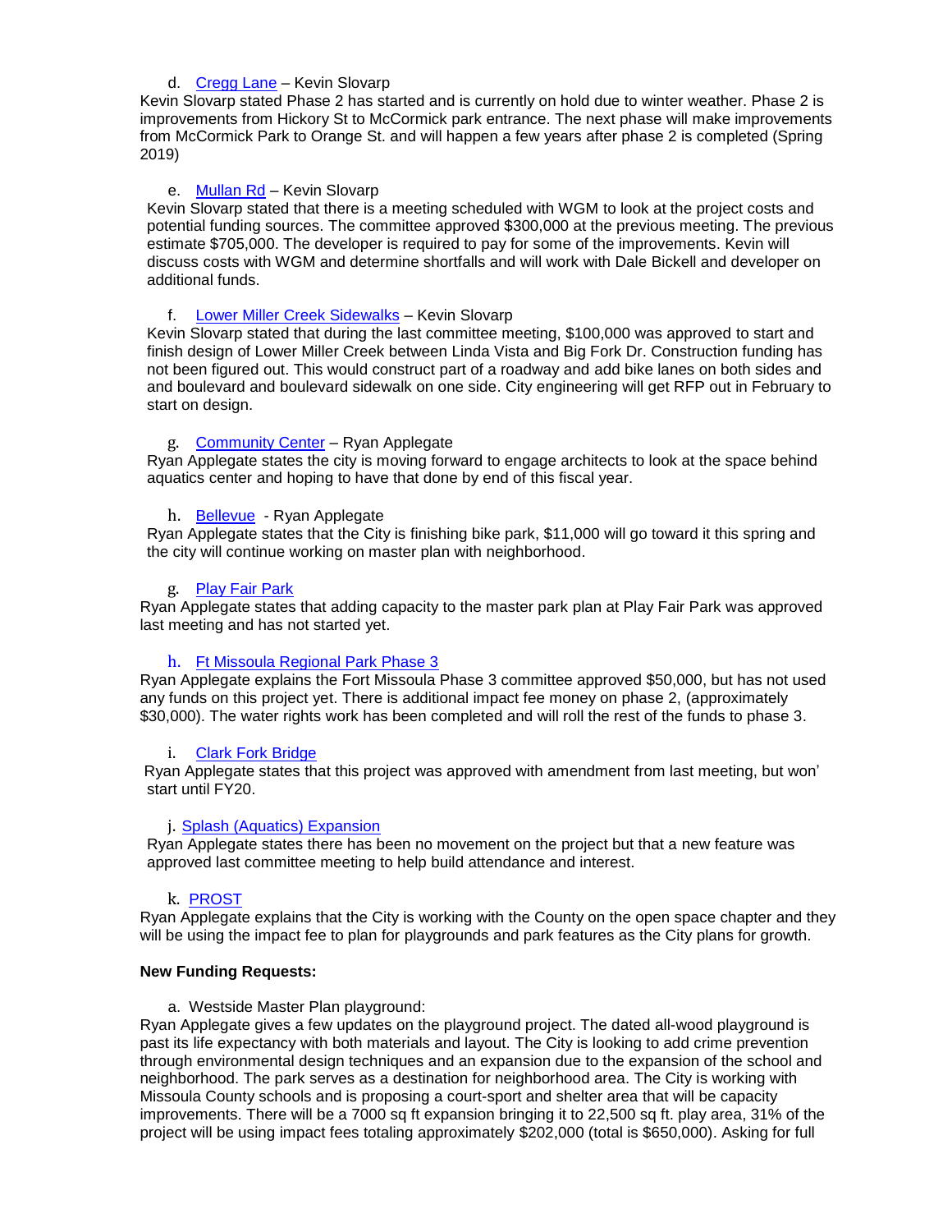d. Cregg Lane – Kevin Slovarp

Kevin Slovarp stated Phase 2 has started and is currently on hold due to winter weather. Phase 2 is improvements from Hickory St to McCormick park entrance. The next phase will make improvements from McCormick Park to Orange St. and will happen a few years after phase 2 is completed (Spring 2019)

e. Mullan Rd – Kevin Slovarp

Kevin Slovarp stated that there is a meeting scheduled with WGM to look at the project costs and potential funding sources. The committee approved $300,000 at the previous meeting. The previous estimate $705,000. The developer is required to pay for some of the improvements. Kevin will discuss costs with WGM and determine shortfalls and will work with Dale Bickell and developer on additional funds.

f. Lower Miller Creek Sidewalks – Kevin Slovarp

Kevin Slovarp stated that during the last committee meeting, $100,000 was approved to start and finish design of Lower Miller Creek between Linda Vista and Big Fork Dr. Construction funding has not been figured out. This would construct part of a roadway and add bike lanes on both sides and and boulevard and boulevard sidewalk on one side. City engineering will get RFP out in February to start on design.

g. Community Center – Ryan Applegate

Ryan Applegate states the city is moving forward to engage architects to look at the space behind aquatics center and hoping to have that done by end of this fiscal year.

h. Bellevue - Ryan Applegate

Ryan Applegate states that the City is finishing bike park, $11,000 will go toward it this spring and the city will continue working on master plan with neighborhood.

g. Play Fair Park

Ryan Applegate states that adding capacity to the master park plan at Play Fair Park was approved last meeting and has not started yet.

h. Ft Missoula Regional Park Phase 3

Ryan Applegate explains the Fort Missoula Phase 3 committee approved $50,000, but has not used any funds on this project yet. There is additional impact fee money on phase 2, (approximately $30,000). The water rights work has been completed and will roll the rest of the funds to phase 3.

i. Clark Fork Bridge

Ryan Applegate states that this project was approved with amendment from last meeting, but won' start until FY20.

j. Splash (Aquatics) Expansion

Ryan Applegate states there has been no movement on the project but that a new feature was approved last committee meeting to help build attendance and interest.

k. PROST

Ryan Applegate explains that the City is working with the County on the open space chapter and they will be using the impact fee to plan for playgrounds and park features as the City plans for growth.

**New Funding Requests:**

a. Westside Master Plan playground:

Ryan Applegate gives a few updates on the playground project. The dated all-wood playground is past its life expectancy with both materials and layout. The City is looking to add crime prevention through environmental design techniques and an expansion due to the expansion of the school and neighborhood. The park serves as a destination for neighborhood area. The City is working with Missoula County schools and is proposing a court-sport and shelter area that will be capacity improvements. There will be a 7000 sq ft expansion bringing it to 22,500 sq ft. play area, 31% of the project will be using impact fees totaling approximately $202,000 (total is $650,000). Asking for full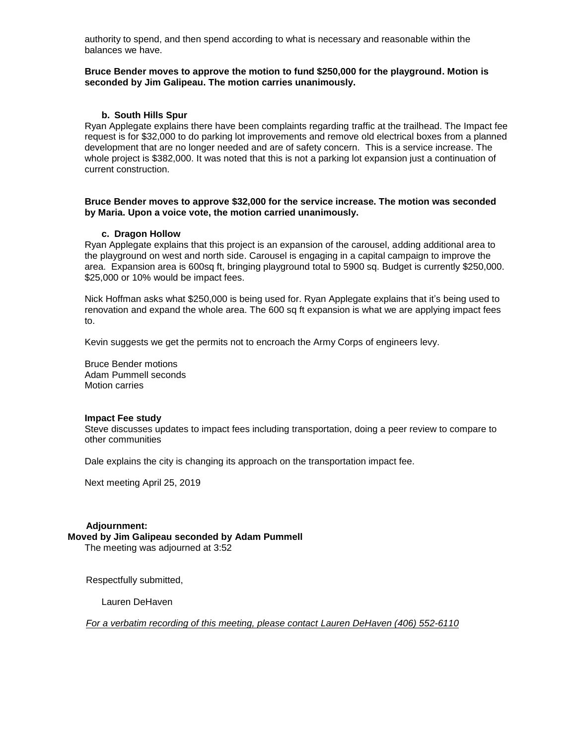authority to spend, and then spend according to what is necessary and reasonable within the balances we have.

**Bruce Bender moves to approve the motion to fund $250,000 for the playground. Motion is seconded by Jim Galipeau. The motion carries unanimously.**

**b. South Hills Spur**

Ryan Applegate explains there have been complaints regarding traffic at the trailhead. The Impact fee request is for $32,000 to do parking lot improvements and remove old electrical boxes from a planned development that are no longer needed and are of safety concern. This is a service increase. The whole project is $382,000. It was noted that this is not a parking lot expansion just a continuation of current construction.

**Bruce Bender moves to approve $32,000 for the service increase. The motion was seconded by Maria. Upon a voice vote, the motion carried unanimously.**

**c. Dragon Hollow**

Ryan Applegate explains that this project is an expansion of the carousel, adding additional area to the playground on west and north side. Carousel is engaging in a capital campaign to improve the area. Expansion area is 600sq ft, bringing playground total to 5900 sq. Budget is currently $250,000. $25,000 or 10% would be impact fees.

Nick Hoffman asks what $250,000 is being used for. Ryan Applegate explains that it's being used to renovation and expand the whole area. The 600 sq ft expansion is what we are applying impact fees to.

Kevin suggests we get the permits not to encroach the Army Corps of engineers levy.

Bruce Bender motions
Adam Pummell seconds
Motion carries

**Impact Fee study**

Steve discusses updates to impact fees including transportation, doing a peer review to compare to other communities

Dale explains the city is changing its approach on the transportation impact fee.

Next meeting April 25, 2019

**Adjournment:**
**Moved by Jim Galipeau seconded by Adam Pummell**
The meeting was adjourned at 3:52

Respectfully submitted,

Lauren DeHaven

*For a verbatim recording of this meeting, please contact Lauren DeHaven (406) 552-6110*